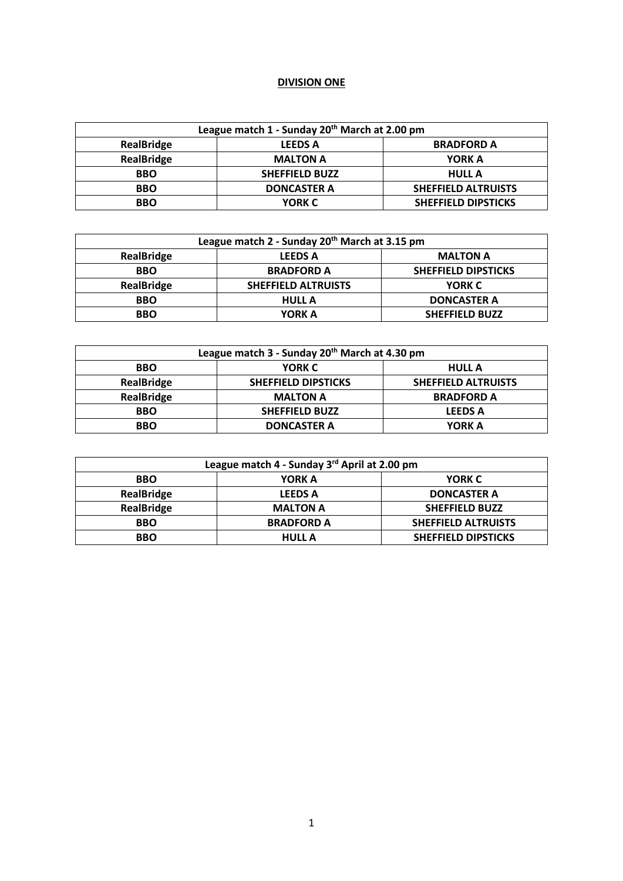# DIVISION ONE

| League match 1 - Sunday 20th March at 2.00 pm | | |
|---|---|---|
| RealBridge | LEEDS A | BRADFORD A |
| RealBridge | MALTON A | YORK A |
| BBO | SHEFFIELD BUZZ | HULL A |
| BBO | DONCASTER A | SHEFFIELD ALTRUISTS |
| BBO | YORK C | SHEFFIELD DIPSTICKS |

| League match 2 - Sunday 20th March at 3.15 pm | | |
|---|---|---|
| RealBridge | LEEDS A | MALTON A |
| BBO | BRADFORD A | SHEFFIELD DIPSTICKS |
| RealBridge | SHEFFIELD ALTRUISTS | YORK C |
| BBO | HULL A | DONCASTER A |
| BBO | YORK A | SHEFFIELD BUZZ |

| League match 3 - Sunday 20th March at 4.30 pm | | |
|---|---|---|
| BBO | YORK C | HULL A |
| RealBridge | SHEFFIELD DIPSTICKS | SHEFFIELD ALTRUISTS |
| RealBridge | MALTON A | BRADFORD A |
| BBO | SHEFFIELD BUZZ | LEEDS A |
| BBO | DONCASTER A | YORK A |

| League match 4 - Sunday 3rd April at 2.00 pm | | |
|---|---|---|
| BBO | YORK A | YORK C |
| RealBridge | LEEDS A | DONCASTER A |
| RealBridge | MALTON A | SHEFFIELD BUZZ |
| BBO | BRADFORD A | SHEFFIELD ALTRUISTS |
| BBO | HULL A | SHEFFIELD DIPSTICKS |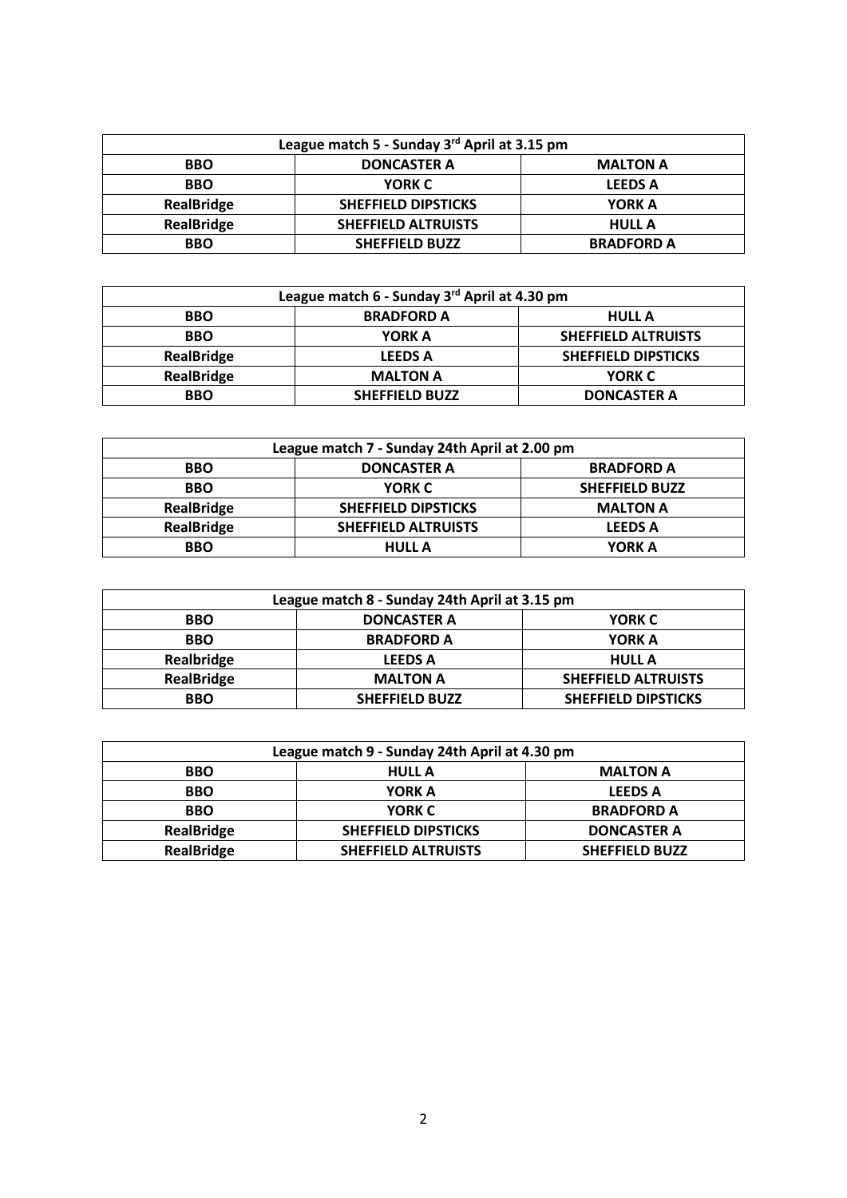| League match 5 - Sunday 3rd April at 3.15 pm | | |
|---|---|---|
| **BBO** | **DONCASTER A** | **MALTON A** |
| **BBO** | **YORK C** | **LEEDS A** |
| **RealBridge** | **SHEFFIELD DIPSTICKS** | **YORK A** |
| **RealBridge** | **SHEFFIELD ALTRUISTS** | **HULL A** |
| **BBO** | **SHEFFIELD BUZZ** | **BRADFORD A** |

| League match 6 - Sunday 3rd April at 4.30 pm | | |
|---|---|---|
| **BBO** | **BRADFORD A** | **HULL A** |
| **BBO** | **YORK A** | **SHEFFIELD ALTRUISTS** |
| **RealBridge** | **LEEDS A** | **SHEFFIELD DIPSTICKS** |
| **RealBridge** | **MALTON A** | **YORK C** |
| **BBO** | **SHEFFIELD BUZZ** | **DONCASTER A** |

| League match 7 - Sunday 24th April at 2.00 pm | | |
|---|---|---|
| **BBO** | **DONCASTER A** | **BRADFORD A** |
| **BBO** | **YORK C** | **SHEFFIELD BUZZ** |
| **RealBridge** | **SHEFFIELD DIPSTICKS** | **MALTON A** |
| **RealBridge** | **SHEFFIELD ALTRUISTS** | **LEEDS A** |
| **BBO** | **HULL A** | **YORK A** |

| League match 8 - Sunday 24th April at 3.15 pm | | |
|---|---|---|
| **BBO** | **DONCASTER A** | **YORK C** |
| **BBO** | **BRADFORD A** | **YORK A** |
| **Realbridge** | **LEEDS A** | **HULL A** |
| **RealBridge** | **MALTON A** | **SHEFFIELD ALTRUISTS** |
| **BBO** | **SHEFFIELD BUZZ** | **SHEFFIELD DIPSTICKS** |

| League match 9 - Sunday 24th April at 4.30 pm | | |
|---|---|---|
| **BBO** | **HULL A** | **MALTON A** |
| **BBO** | **YORK A** | **LEEDS A** |
| **BBO** | **YORK C** | **BRADFORD A** |
| **RealBridge** | **SHEFFIELD DIPSTICKS** | **DONCASTER A** |
| **RealBridge** | **SHEFFIELD ALTRUISTS** | **SHEFFIELD BUZZ** |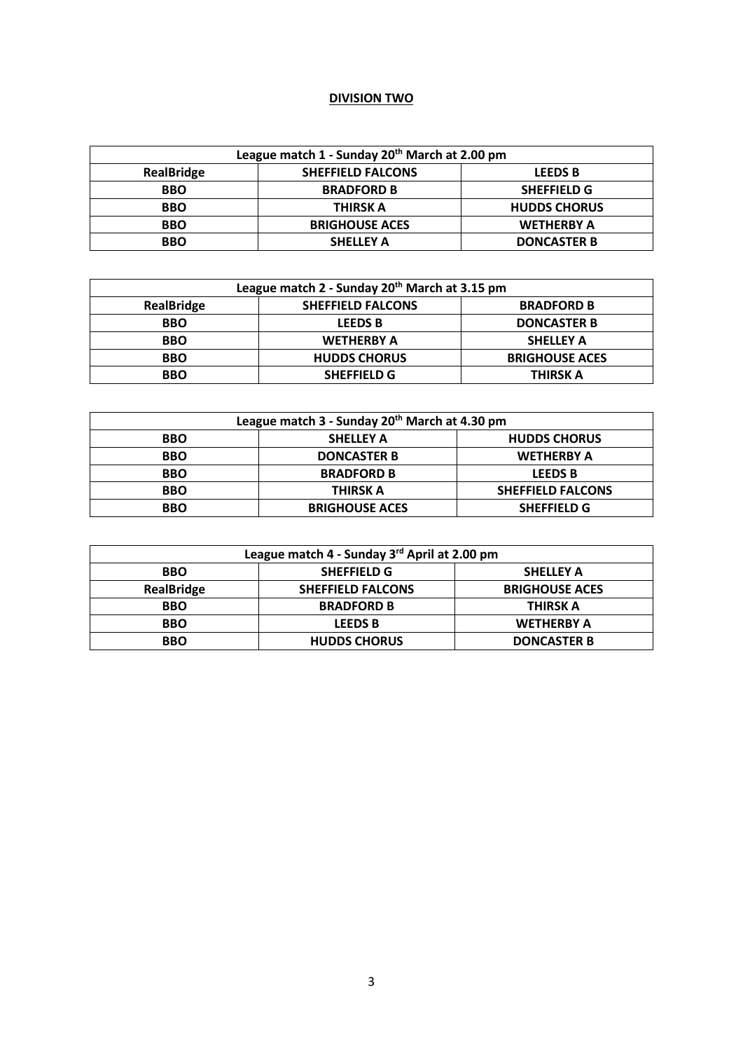## DIVISION TWO

| League match 1 - Sunday 20th March at 2.00 pm | | |
|---|---|---|
| **RealBridge** | **SHEFFIELD FALCONS** | **LEEDS B** |
| **BBO** | **BRADFORD B** | **SHEFFIELD G** |
| **BBO** | **THIRSK A** | **HUDDS CHORUS** |
| **BBO** | **BRIGHOUSE ACES** | **WETHERBY A** |
| **BBO** | **SHELLEY A** | **DONCASTER B** |

| League match 2 - Sunday 20th March at 3.15 pm | | |
|---|---|---|
| **RealBridge** | **SHEFFIELD FALCONS** | **BRADFORD B** |
| **BBO** | **LEEDS B** | **DONCASTER B** |
| **BBO** | **WETHERBY A** | **SHELLEY A** |
| **BBO** | **HUDDS CHORUS** | **BRIGHOUSE ACES** |
| **BBO** | **SHEFFIELD G** | **THIRSK A** |

| League match 3 - Sunday 20th March at 4.30 pm | | |
|---|---|---|
| **BBO** | **SHELLEY A** | **HUDDS CHORUS** |
| **BBO** | **DONCASTER B** | **WETHERBY A** |
| **BBO** | **BRADFORD B** | **LEEDS B** |
| **BBO** | **THIRSK A** | **SHEFFIELD FALCONS** |
| **BBO** | **BRIGHOUSE ACES** | **SHEFFIELD G** |

| League match 4 - Sunday 3rd April at 2.00 pm | | |
|---|---|---|
| **BBO** | **SHEFFIELD G** | **SHELLEY A** |
| **RealBridge** | **SHEFFIELD FALCONS** | **BRIGHOUSE ACES** |
| **BBO** | **BRADFORD B** | **THIRSK A** |
| **BBO** | **LEEDS B** | **WETHERBY A** |
| **BBO** | **HUDDS CHORUS** | **DONCASTER B** |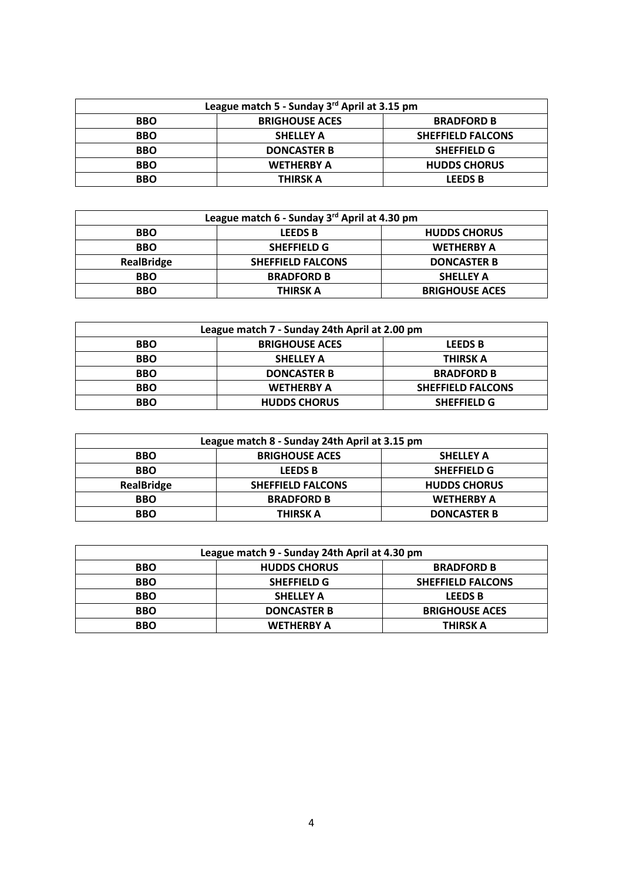| League match 5 - Sunday 3rd April at 3.15 pm | | |
|---|---|---|
| **BBO** | **BRIGHOUSE ACES** | **BRADFORD B** |
| **BBO** | **SHELLEY A** | **SHEFFIELD FALCONS** |
| **BBO** | **DONCASTER B** | **SHEFFIELD G** |
| **BBO** | **WETHERBY A** | **HUDDS CHORUS** |
| **BBO** | **THIRSK A** | **LEEDS B** |

| League match 6 - Sunday 3rd April at 4.30 pm | | |
|---|---|---|
| **BBO** | **LEEDS B** | **HUDDS CHORUS** |
| **BBO** | **SHEFFIELD G** | **WETHERBY A** |
| **RealBridge** | **SHEFFIELD FALCONS** | **DONCASTER B** |
| **BBO** | **BRADFORD B** | **SHELLEY A** |
| **BBO** | **THIRSK A** | **BRIGHOUSE ACES** |

| League match 7 - Sunday 24th April at 2.00 pm | | |
|---|---|---|
| **BBO** | **BRIGHOUSE ACES** | **LEEDS B** |
| **BBO** | **SHELLEY A** | **THIRSK A** |
| **BBO** | **DONCASTER B** | **BRADFORD B** |
| **BBO** | **WETHERBY A** | **SHEFFIELD FALCONS** |
| **BBO** | **HUDDS CHORUS** | **SHEFFIELD G** |

| League match 8 - Sunday 24th April at 3.15 pm | | |
|---|---|---|
| **BBO** | **BRIGHOUSE ACES** | **SHELLEY A** |
| **BBO** | **LEEDS B** | **SHEFFIELD G** |
| **RealBridge** | **SHEFFIELD FALCONS** | **HUDDS CHORUS** |
| **BBO** | **BRADFORD B** | **WETHERBY A** |
| **BBO** | **THIRSK A** | **DONCASTER B** |

| League match 9 - Sunday 24th April at 4.30 pm | | |
|---|---|---|
| **BBO** | **HUDDS CHORUS** | **BRADFORD B** |
| **BBO** | **SHEFFIELD G** | **SHEFFIELD FALCONS** |
| **BBO** | **SHELLEY A** | **LEEDS B** |
| **BBO** | **DONCASTER B** | **BRIGHOUSE ACES** |
| **BBO** | **WETHERBY A** | **THIRSK A** |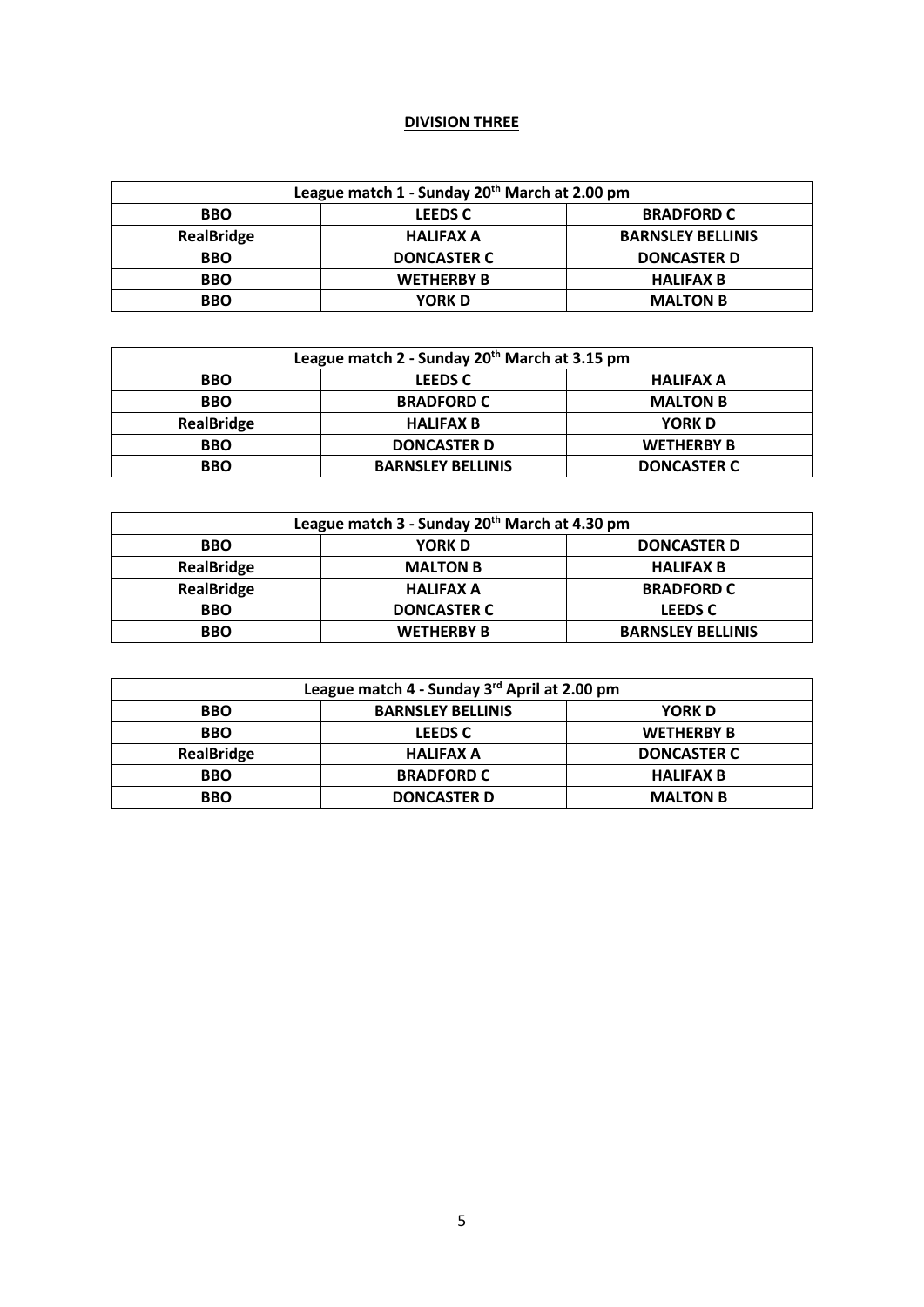**DIVISION THREE**

| League match 1 - Sunday 20th March at 2.00 pm | | |
|---|---|---|
| **BBO** | **LEEDS C** | **BRADFORD C** |
| **RealBridge** | **HALIFAX A** | **BARNSLEY BELLINIS** |
| **BBO** | **DONCASTER C** | **DONCASTER D** |
| **BBO** | **WETHERBY B** | **HALIFAX B** |
| **BBO** | **YORK D** | **MALTON B** |

| League match 2 - Sunday 20th March at 3.15 pm | | |
|---|---|---|
| **BBO** | **LEEDS C** | **HALIFAX A** |
| **BBO** | **BRADFORD C** | **MALTON B** |
| **RealBridge** | **HALIFAX B** | **YORK D** |
| **BBO** | **DONCASTER D** | **WETHERBY B** |
| **BBO** | **BARNSLEY BELLINIS** | **DONCASTER C** |

| League match 3 - Sunday 20th March at 4.30 pm | | |
|---|---|---|
| **BBO** | **YORK D** | **DONCASTER D** |
| **RealBridge** | **MALTON B** | **HALIFAX B** |
| **RealBridge** | **HALIFAX A** | **BRADFORD C** |
| **BBO** | **DONCASTER C** | **LEEDS C** |
| **BBO** | **WETHERBY B** | **BARNSLEY BELLINIS** |

| League match 4 - Sunday 3rd April at 2.00 pm | | |
|---|---|---|
| **BBO** | **BARNSLEY BELLINIS** | **YORK D** |
| **BBO** | **LEEDS C** | **WETHERBY B** |
| **RealBridge** | **HALIFAX A** | **DONCASTER C** |
| **BBO** | **BRADFORD C** | **HALIFAX B** |
| **BBO** | **DONCASTER D** | **MALTON B** |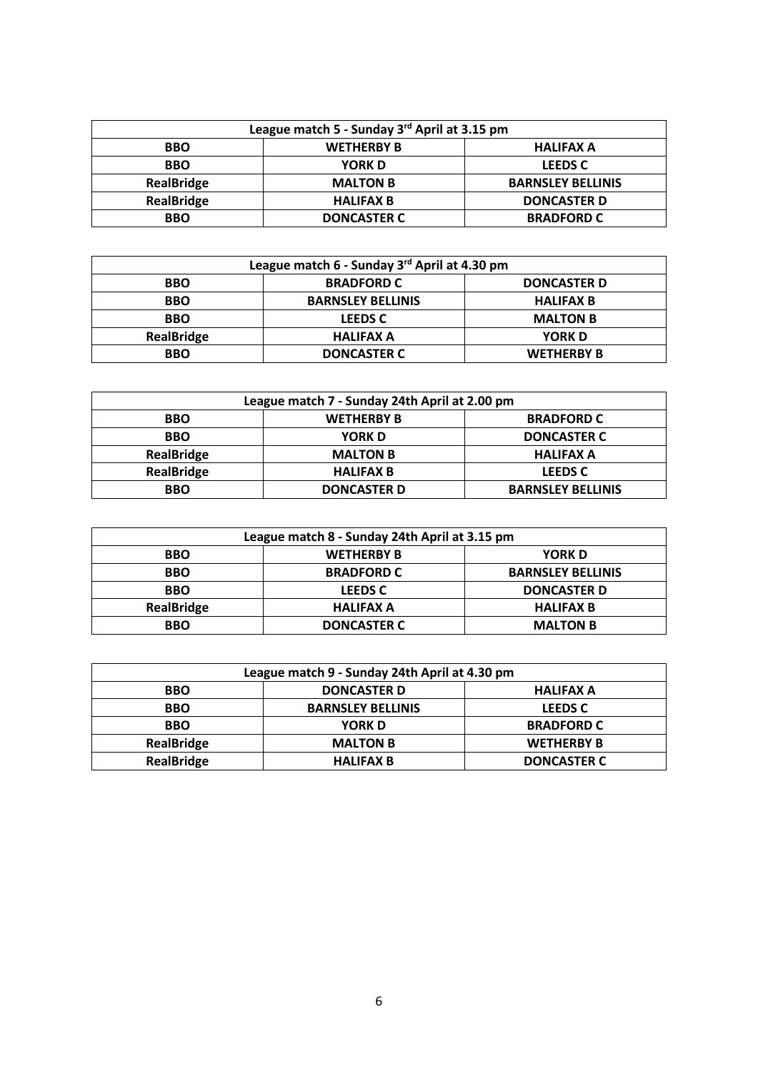| League match 5 - Sunday 3rd April at 3.15 pm | | |
|---|---|---|
| **BBO** | **WETHERBY B** | **HALIFAX A** |
| **BBO** | **YORK D** | **LEEDS C** |
| **RealBridge** | **MALTON B** | **BARNSLEY BELLINIS** |
| **RealBridge** | **HALIFAX B** | **DONCASTER D** |
| **BBO** | **DONCASTER C** | **BRADFORD C** |

| League match 6 - Sunday 3rd April at 4.30 pm | | |
|---|---|---|
| **BBO** | **BRADFORD C** | **DONCASTER D** |
| **BBO** | **BARNSLEY BELLINIS** | **HALIFAX B** |
| **BBO** | **LEEDS C** | **MALTON B** |
| **RealBridge** | **HALIFAX A** | **YORK D** |
| **BBO** | **DONCASTER C** | **WETHERBY B** |

| League match 7 - Sunday 24th April at 2.00 pm | | |
|---|---|---|
| **BBO** | **WETHERBY B** | **BRADFORD C** |
| **BBO** | **YORK D** | **DONCASTER C** |
| **RealBridge** | **MALTON B** | **HALIFAX A** |
| **RealBridge** | **HALIFAX B** | **LEEDS C** |
| **BBO** | **DONCASTER D** | **BARNSLEY BELLINIS** |

| League match 8 - Sunday 24th April at 3.15 pm | | |
|---|---|---|
| **BBO** | **WETHERBY B** | **YORK D** |
| **BBO** | **BRADFORD C** | **BARNSLEY BELLINIS** |
| **BBO** | **LEEDS C** | **DONCASTER D** |
| **RealBridge** | **HALIFAX A** | **HALIFAX B** |
| **BBO** | **DONCASTER C** | **MALTON B** |

| League match 9 - Sunday 24th April at 4.30 pm | | |
|---|---|---|
| **BBO** | **DONCASTER D** | **HALIFAX A** |
| **BBO** | **BARNSLEY BELLINIS** | **LEEDS C** |
| **BBO** | **YORK D** | **BRADFORD C** |
| **RealBridge** | **MALTON B** | **WETHERBY B** |
| **RealBridge** | **HALIFAX B** | **DONCASTER C** |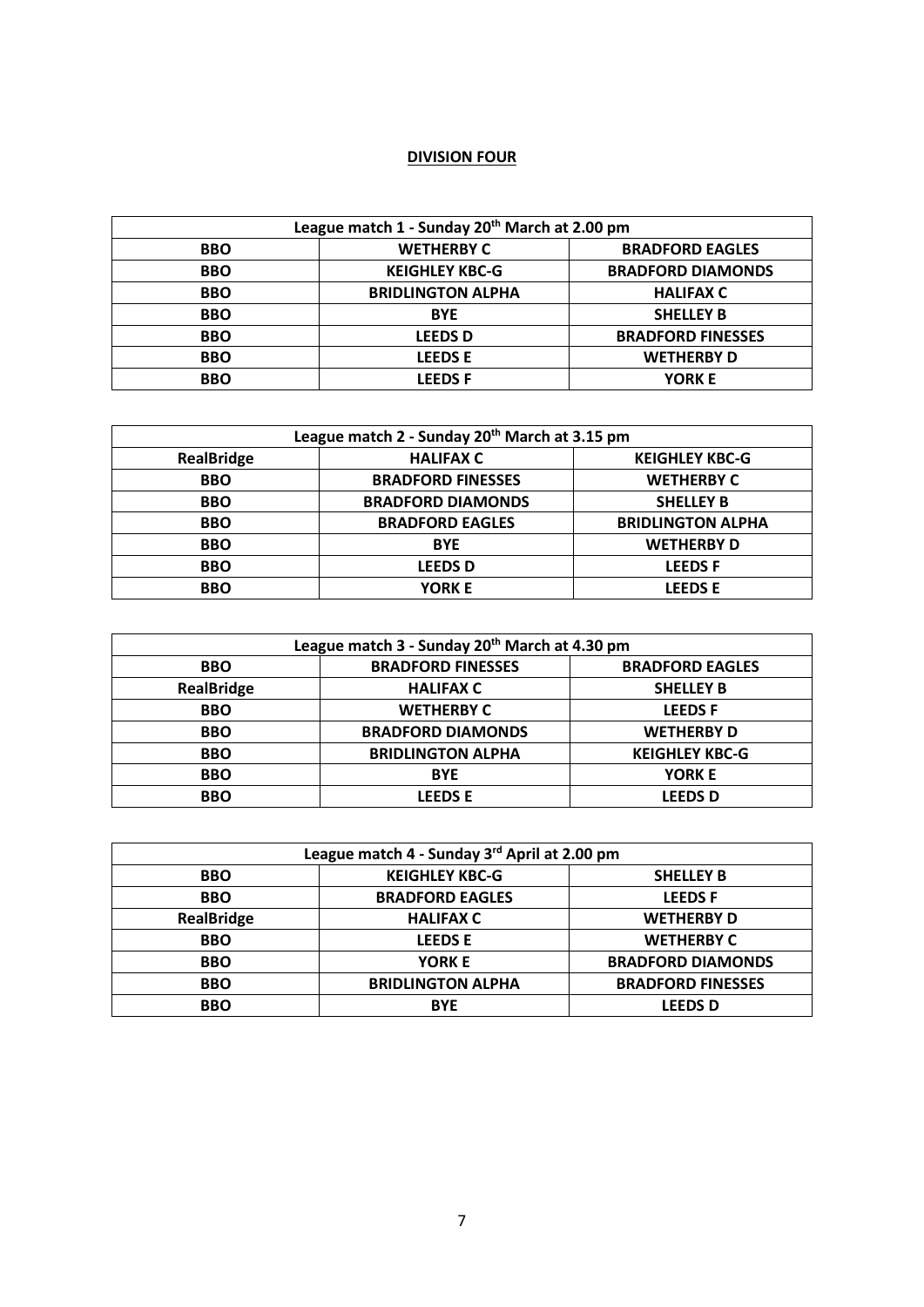**DIVISION FOUR**

| League match 1 - Sunday 20th March at 2.00 pm | | |
|---|---|---|
| BBO | WETHERBY C | BRADFORD EAGLES |
| BBO | KEIGHLEY KBC-G | BRADFORD DIAMONDS |
| BBO | BRIDLINGTON ALPHA | HALIFAX C |
| BBO | BYE | SHELLEY B |
| BBO | LEEDS D | BRADFORD FINESSES |
| BBO | LEEDS E | WETHERBY D |
| BBO | LEEDS F | YORK E |

| League match 2 - Sunday 20th March at 3.15 pm | | |
|---|---|---|
| RealBridge | HALIFAX C | KEIGHLEY KBC-G |
| BBO | BRADFORD FINESSES | WETHERBY C |
| BBO | BRADFORD DIAMONDS | SHELLEY B |
| BBO | BRADFORD EAGLES | BRIDLINGTON ALPHA |
| BBO | BYE | WETHERBY D |
| BBO | LEEDS D | LEEDS F |
| BBO | YORK E | LEEDS E |

| League match 3 - Sunday 20th March at 4.30 pm | | |
|---|---|---|
| BBO | BRADFORD FINESSES | BRADFORD EAGLES |
| RealBridge | HALIFAX C | SHELLEY B |
| BBO | WETHERBY C | LEEDS F |
| BBO | BRADFORD DIAMONDS | WETHERBY D |
| BBO | BRIDLINGTON ALPHA | KEIGHLEY KBC-G |
| BBO | BYE | YORK E |
| BBO | LEEDS E | LEEDS D |

| League match 4 - Sunday 3rd April at 2.00 pm | | |
|---|---|---|
| BBO | KEIGHLEY KBC-G | SHELLEY B |
| BBO | BRADFORD EAGLES | LEEDS F |
| RealBridge | HALIFAX C | WETHERBY D |
| BBO | LEEDS E | WETHERBY C |
| BBO | YORK E | BRADFORD DIAMONDS |
| BBO | BRIDLINGTON ALPHA | BRADFORD FINESSES |
| BBO | BYE | LEEDS D |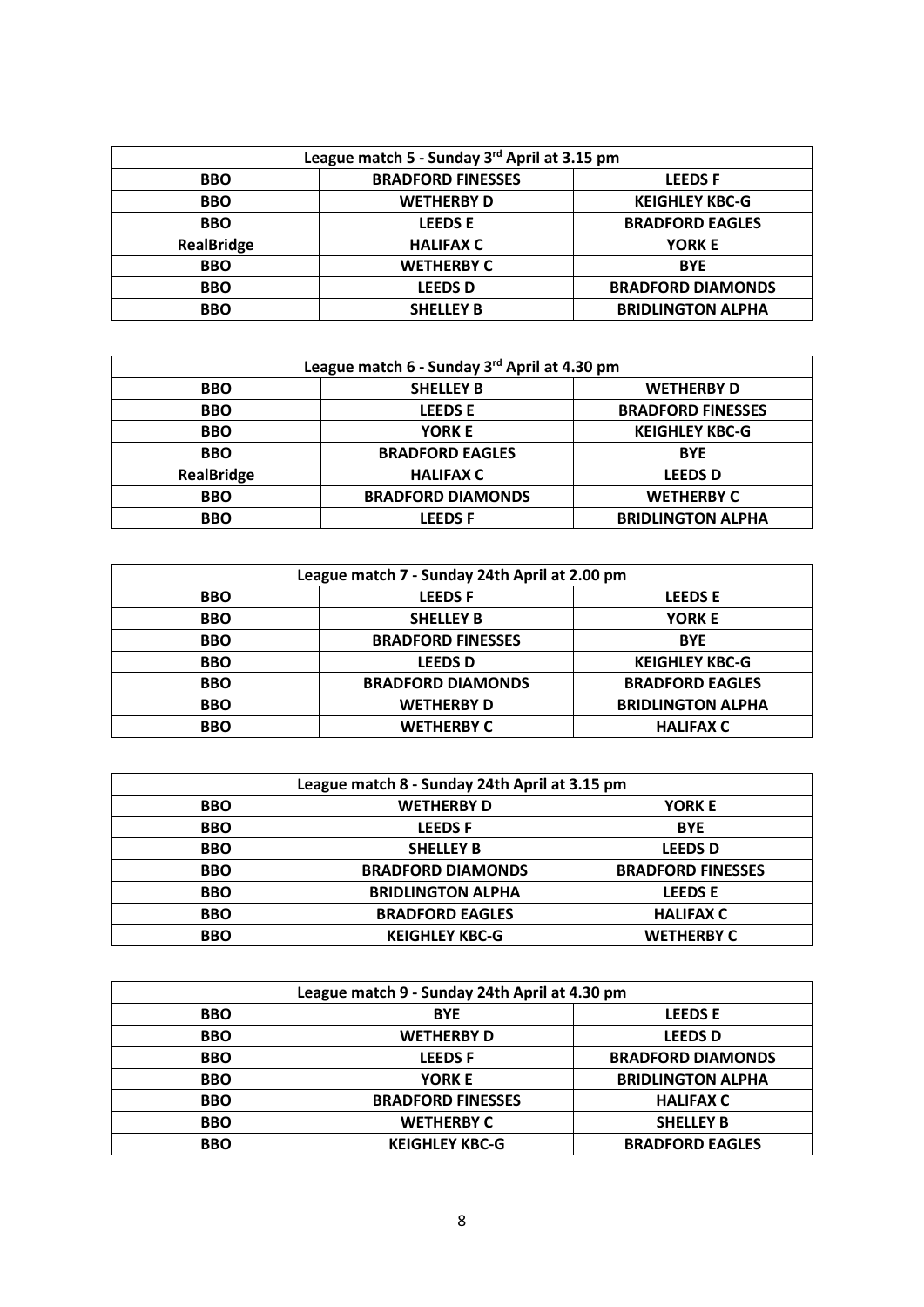| League match 5 - Sunday 3rd April at 3.15 pm | | |
|---|---|---|
| **BBO** | **BRADFORD FINESSES** | **LEEDS F** |
| **BBO** | **WETHERBY D** | **KEIGHLEY KBC-G** |
| **BBO** | **LEEDS E** | **BRADFORD EAGLES** |
| **RealBridge** | **HALIFAX C** | **YORK E** |
| **BBO** | **WETHERBY C** | **BYE** |
| **BBO** | **LEEDS D** | **BRADFORD DIAMONDS** |
| **BBO** | **SHELLEY B** | **BRIDLINGTON ALPHA** |

| League match 6 - Sunday 3rd April at 4.30 pm | | |
|---|---|---|
| **BBO** | **SHELLEY B** | **WETHERBY D** |
| **BBO** | **LEEDS E** | **BRADFORD FINESSES** |
| **BBO** | **YORK E** | **KEIGHLEY KBC-G** |
| **BBO** | **BRADFORD EAGLES** | **BYE** |
| **RealBridge** | **HALIFAX C** | **LEEDS D** |
| **BBO** | **BRADFORD DIAMONDS** | **WETHERBY C** |
| **BBO** | **LEEDS F** | **BRIDLINGTON ALPHA** |

| League match 7 - Sunday 24th April at 2.00 pm | | |
|---|---|---|
| **BBO** | **LEEDS F** | **LEEDS E** |
| **BBO** | **SHELLEY B** | **YORK E** |
| **BBO** | **BRADFORD FINESSES** | **BYE** |
| **BBO** | **LEEDS D** | **KEIGHLEY KBC-G** |
| **BBO** | **BRADFORD DIAMONDS** | **BRADFORD EAGLES** |
| **BBO** | **WETHERBY D** | **BRIDLINGTON ALPHA** |
| **BBO** | **WETHERBY C** | **HALIFAX C** |

| League match 8 - Sunday 24th April at 3.15 pm | | |
|---|---|---|
| **BBO** | **WETHERBY D** | **YORK E** |
| **BBO** | **LEEDS F** | **BYE** |
| **BBO** | **SHELLEY B** | **LEEDS D** |
| **BBO** | **BRADFORD DIAMONDS** | **BRADFORD FINESSES** |
| **BBO** | **BRIDLINGTON ALPHA** | **LEEDS E** |
| **BBO** | **BRADFORD EAGLES** | **HALIFAX C** |
| **BBO** | **KEIGHLEY KBC-G** | **WETHERBY C** |

| League match 9 - Sunday 24th April at 4.30 pm | | |
|---|---|---|
| **BBO** | **BYE** | **LEEDS E** |
| **BBO** | **WETHERBY D** | **LEEDS D** |
| **BBO** | **LEEDS F** | **BRADFORD DIAMONDS** |
| **BBO** | **YORK E** | **BRIDLINGTON ALPHA** |
| **BBO** | **BRADFORD FINESSES** | **HALIFAX C** |
| **BBO** | **WETHERBY C** | **SHELLEY B** |
| **BBO** | **KEIGHLEY KBC-G** | **BRADFORD EAGLES** |